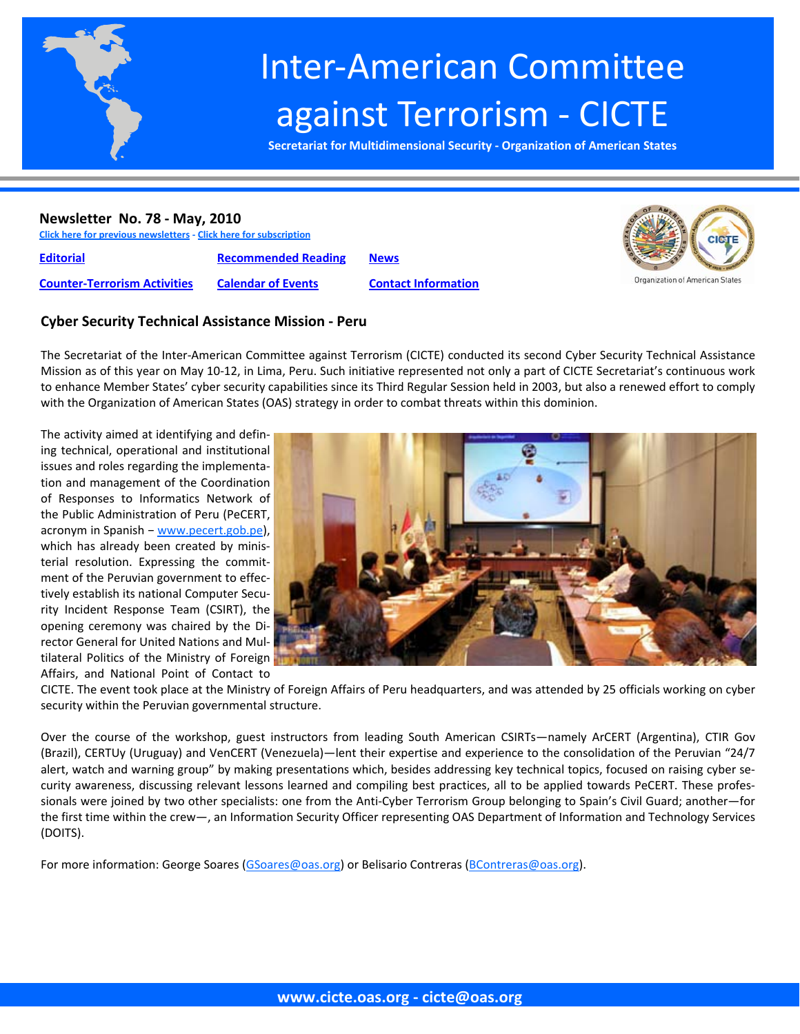# Inter-American Committee against Terrorism - CICTE

**Secretariat for Multidimensional Security - Organization of American States**

## Newsletter No. 78 - May, 2010

Click here for previous newsletters - Click here for subscription

| | | |
|---|---|---|
| Editorial | Recommended Reading | News |
| Counter-Terrorism Activities | Calendar of Events | Contact Information |

### Cyber Security Technical Assistance Mission - Peru

The Secretariat of the Inter-American Committee against Terrorism (CICTE) conducted its second Cyber Security Technical Assistance Mission as of this year on May 10-12, in Lima, Peru. Such initiative represented not only a part of CICTE Secretariat's continuous work to enhance Member States' cyber security capabilities since its Third Regular Session held in 2003, but also a renewed effort to comply with the Organization of American States (OAS) strategy in order to combat threats within this dominion.

The activity aimed at identifying and defining technical, operational and institutional issues and roles regarding the implementation and management of the Coordination of Responses to Informatics Network of the Public Administration of Peru (PeCERT, acronym in Spanish – www.pecert.gob.pe), which has already been created by ministerial resolution. Expressing the commitment of the Peruvian government to effectively establish its national Computer Security Incident Response Team (CSIRT), the opening ceremony was chaired by the Director General for United Nations and Multilateral Politics of the Ministry of Foreign Affairs, and National Point of Contact to CICTE. The event took place at the Ministry of Foreign Affairs of Peru headquarters, and was attended by 25 officials working on cyber security within the Peruvian governmental structure.

Over the course of the workshop, guest instructors from leading South American CSIRTs—namely ArCERT (Argentina), CTIR Gov (Brazil), CERTUy (Uruguay) and VenCERT (Venezuela)—lent their expertise and experience to the consolidation of the Peruvian "24/7 alert, watch and warning group" by making presentations which, besides addressing key technical topics, focused on raising cyber security awareness, discussing relevant lessons learned and compiling best practices, all to be applied towards PeCERT. These professionals were joined by two other specialists: one from the Anti-Cyber Terrorism Group belonging to Spain's Civil Guard; another—for the first time within the crew—, an Information Security Officer representing OAS Department of Information and Technology Services (DOITS).

For more information: George Soares (GSoares@oas.org) or Belisario Contreras (BContreras@oas.org).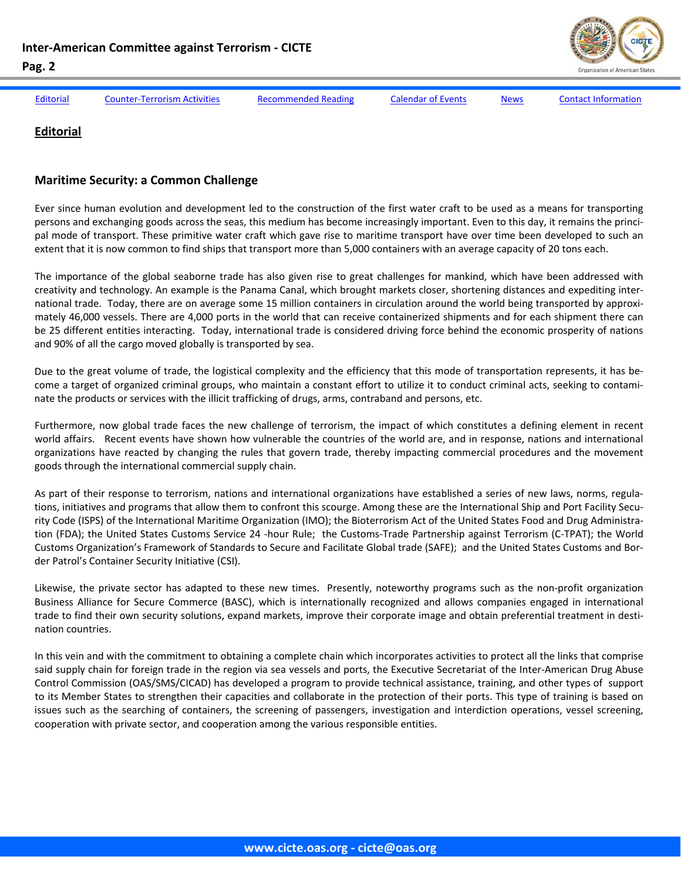Editorial | Counter-Terrorism Activities | Recommended Reading | Calendar of Events | News | Contact Information

# Editorial

## Maritime Security: a Common Challenge

Ever since human evolution and development led to the construction of the first water craft to be used as a means for transporting persons and exchanging goods across the seas, this medium has become increasingly important. Even to this day, it remains the principal mode of transport. These primitive water craft which gave rise to maritime transport have over time been developed to such an extent that it is now common to find ships that transport more than 5,000 containers with an average capacity of 20 tons each.

The importance of the global seaborne trade has also given rise to great challenges for mankind, which have been addressed with creativity and technology. An example is the Panama Canal, which brought markets closer, shortening distances and expediting international trade. Today, there are on average some 15 million containers in circulation around the world being transported by approximately 46,000 vessels. There are 4,000 ports in the world that can receive containerized shipments and for each shipment there can be 25 different entities interacting. Today, international trade is considered driving force behind the economic prosperity of nations and 90% of all the cargo moved globally is transported by sea.

Due to the great volume of trade, the logistical complexity and the efficiency that this mode of transportation represents, it has become a target of organized criminal groups, who maintain a constant effort to utilize it to conduct criminal acts, seeking to contaminate the products or services with the illicit trafficking of drugs, arms, contraband and persons, etc.

Furthermore, now global trade faces the new challenge of terrorism, the impact of which constitutes a defining element in recent world affairs. Recent events have shown how vulnerable the countries of the world are, and in response, nations and international organizations have reacted by changing the rules that govern trade, thereby impacting commercial procedures and the movement goods through the international commercial supply chain.

As part of their response to terrorism, nations and international organizations have established a series of new laws, norms, regulations, initiatives and programs that allow them to confront this scourge. Among these are the International Ship and Port Facility Security Code (ISPS) of the International Maritime Organization (IMO); the Bioterrorism Act of the United States Food and Drug Administration (FDA); the United States Customs Service 24 -hour Rule; the Customs-Trade Partnership against Terrorism (C-TPAT); the World Customs Organization's Framework of Standards to Secure and Facilitate Global trade (SAFE); and the United States Customs and Border Patrol's Container Security Initiative (CSI).

Likewise, the private sector has adapted to these new times. Presently, noteworthy programs such as the non-profit organization Business Alliance for Secure Commerce (BASC), which is internationally recognized and allows companies engaged in international trade to find their own security solutions, expand markets, improve their corporate image and obtain preferential treatment in destination countries.

In this vein and with the commitment to obtaining a complete chain which incorporates activities to protect all the links that comprise said supply chain for foreign trade in the region via sea vessels and ports, the Executive Secretariat of the Inter-American Drug Abuse Control Commission (OAS/SMS/CICAD) has developed a program to provide technical assistance, training, and other types of support to its Member States to strengthen their capacities and collaborate in the protection of their ports. This type of training is based on issues such as the searching of containers, the screening of passengers, investigation and interdiction operations, vessel screening, cooperation with private sector, and cooperation among the various responsible entities.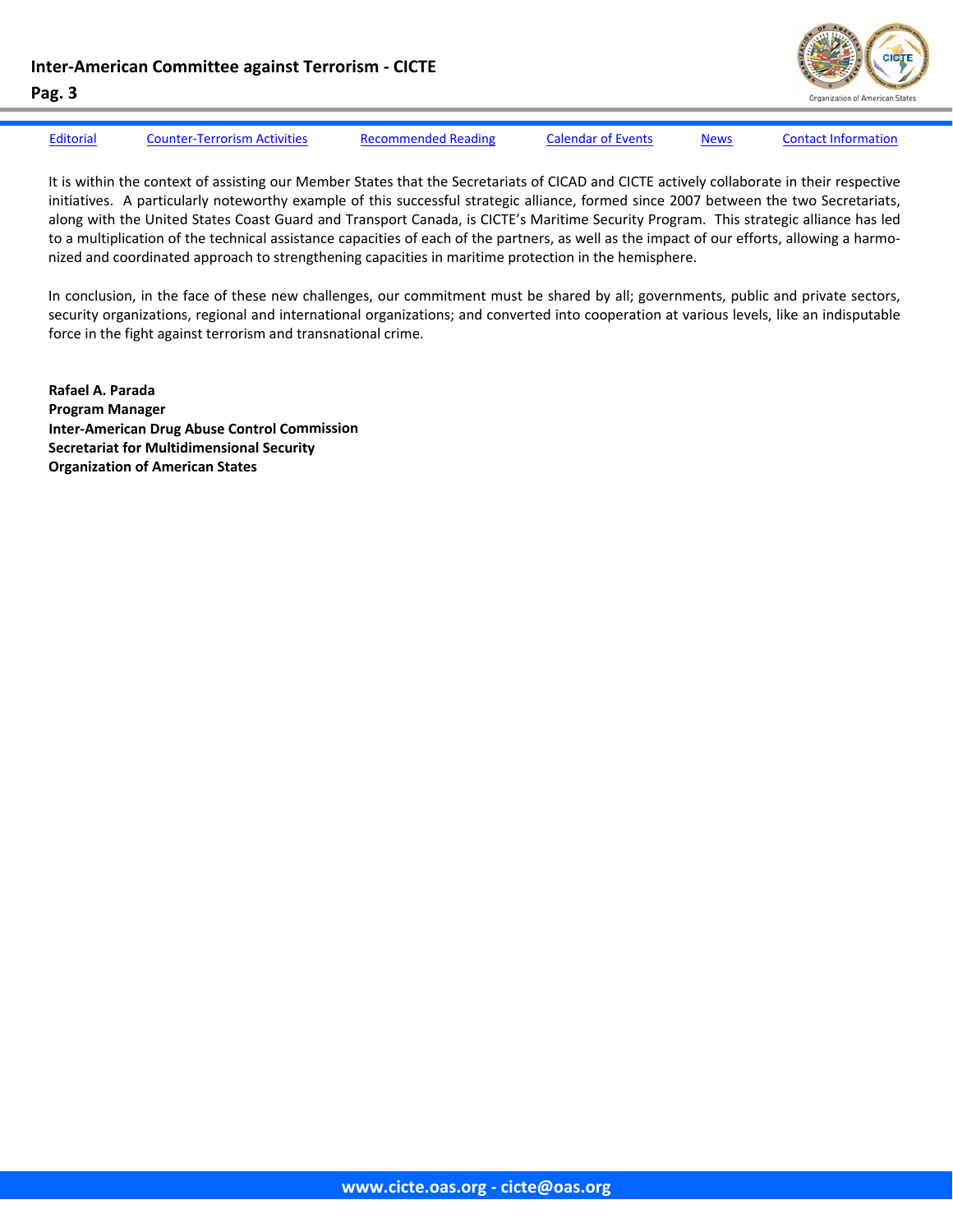It is within the context of assisting our Member States that the Secretariats of CICAD and CICTE actively collaborate in their respective initiatives. A particularly noteworthy example of this successful strategic alliance, formed since 2007 between the two Secretariats, along with the United States Coast Guard and Transport Canada, is CICTE's Maritime Security Program. This strategic alliance has led to a multiplication of the technical assistance capacities of each of the partners, as well as the impact of our efforts, allowing a harmonized and coordinated approach to strengthening capacities in maritime protection in the hemisphere.

In conclusion, in the face of these new challenges, our commitment must be shared by all; governments, public and private sectors, security organizations, regional and international organizations; and converted into cooperation at various levels, like an indisputable force in the fight against terrorism and transnational crime.

**Rafael A. Parada**
**Program Manager**
**Inter-American Drug Abuse Control Commission**
**Secretariat for Multidimensional Security**
**Organization of American States**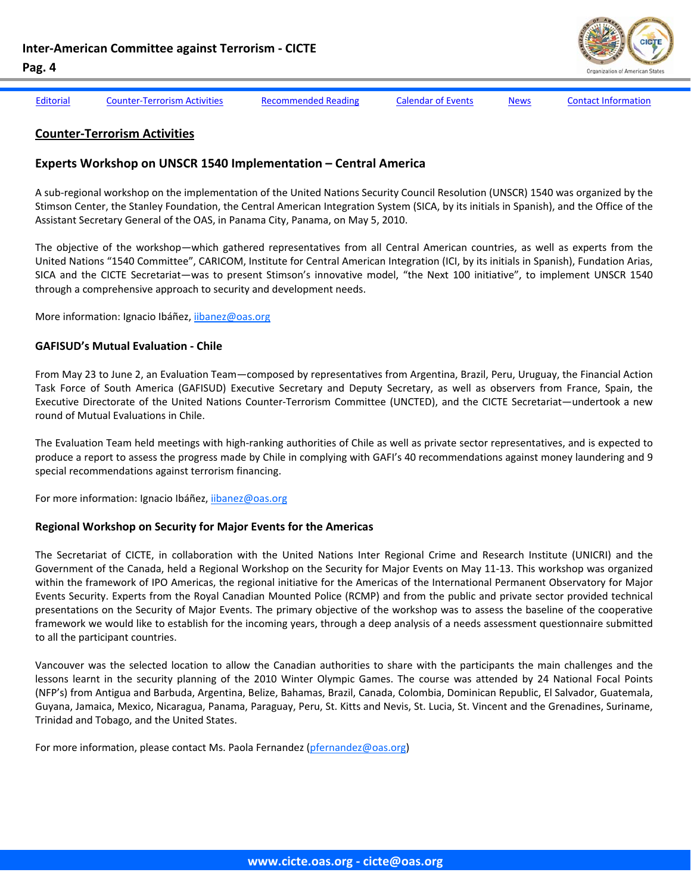Editorial | Counter-Terrorism Activities | Recommended Reading | Calendar of Events | News | Contact Information

## Counter-Terrorism Activities

### Experts Workshop on UNSCR 1540 Implementation – Central America

A sub-regional workshop on the implementation of the United Nations Security Council Resolution (UNSCR) 1540 was organized by the Stimson Center, the Stanley Foundation, the Central American Integration System (SICA, by its initials in Spanish), and the Office of the Assistant Secretary General of the OAS, in Panama City, Panama, on May 5, 2010.

The objective of the workshop—which gathered representatives from all Central American countries, as well as experts from the United Nations "1540 Committee", CARICOM, Institute for Central American Integration (ICI, by its initials in Spanish), Fundation Arias, SICA and the CICTE Secretariat—was to present Stimson's innovative model, "the Next 100 initiative", to implement UNSCR 1540 through a comprehensive approach to security and development needs.

More information: Ignacio Ibáñez, iibanez@oas.org

#### GAFISUD's Mutual Evaluation - Chile

From May 23 to June 2, an Evaluation Team—composed by representatives from Argentina, Brazil, Peru, Uruguay, the Financial Action Task Force of South America (GAFISUD) Executive Secretary and Deputy Secretary, as well as observers from France, Spain, the Executive Directorate of the United Nations Counter-Terrorism Committee (UNCTED), and the CICTE Secretariat—undertook a new round of Mutual Evaluations in Chile.

The Evaluation Team held meetings with high-ranking authorities of Chile as well as private sector representatives, and is expected to produce a report to assess the progress made by Chile in complying with GAFI's 40 recommendations against money laundering and 9 special recommendations against terrorism financing.

For more information: Ignacio Ibáñez, iibanez@oas.org

#### Regional Workshop on Security for Major Events for the Americas

The Secretariat of CICTE, in collaboration with the United Nations Inter Regional Crime and Research Institute (UNICRI) and the Government of the Canada, held a Regional Workshop on the Security for Major Events on May 11-13. This workshop was organized within the framework of IPO Americas, the regional initiative for the Americas of the International Permanent Observatory for Major Events Security. Experts from the Royal Canadian Mounted Police (RCMP) and from the public and private sector provided technical presentations on the Security of Major Events. The primary objective of the workshop was to assess the baseline of the cooperative framework we would like to establish for the incoming years, through a deep analysis of a needs assessment questionnaire submitted to all the participant countries.

Vancouver was the selected location to allow the Canadian authorities to share with the participants the main challenges and the lessons learnt in the security planning of the 2010 Winter Olympic Games. The course was attended by 24 National Focal Points (NFP's) from Antigua and Barbuda, Argentina, Belize, Bahamas, Brazil, Canada, Colombia, Dominican Republic, El Salvador, Guatemala, Guyana, Jamaica, Mexico, Nicaragua, Panama, Paraguay, Peru, St. Kitts and Nevis, St. Lucia, St. Vincent and the Grenadines, Suriname, Trinidad and Tobago, and the United States.

For more information, please contact Ms. Paola Fernandez (pfernandez@oas.org)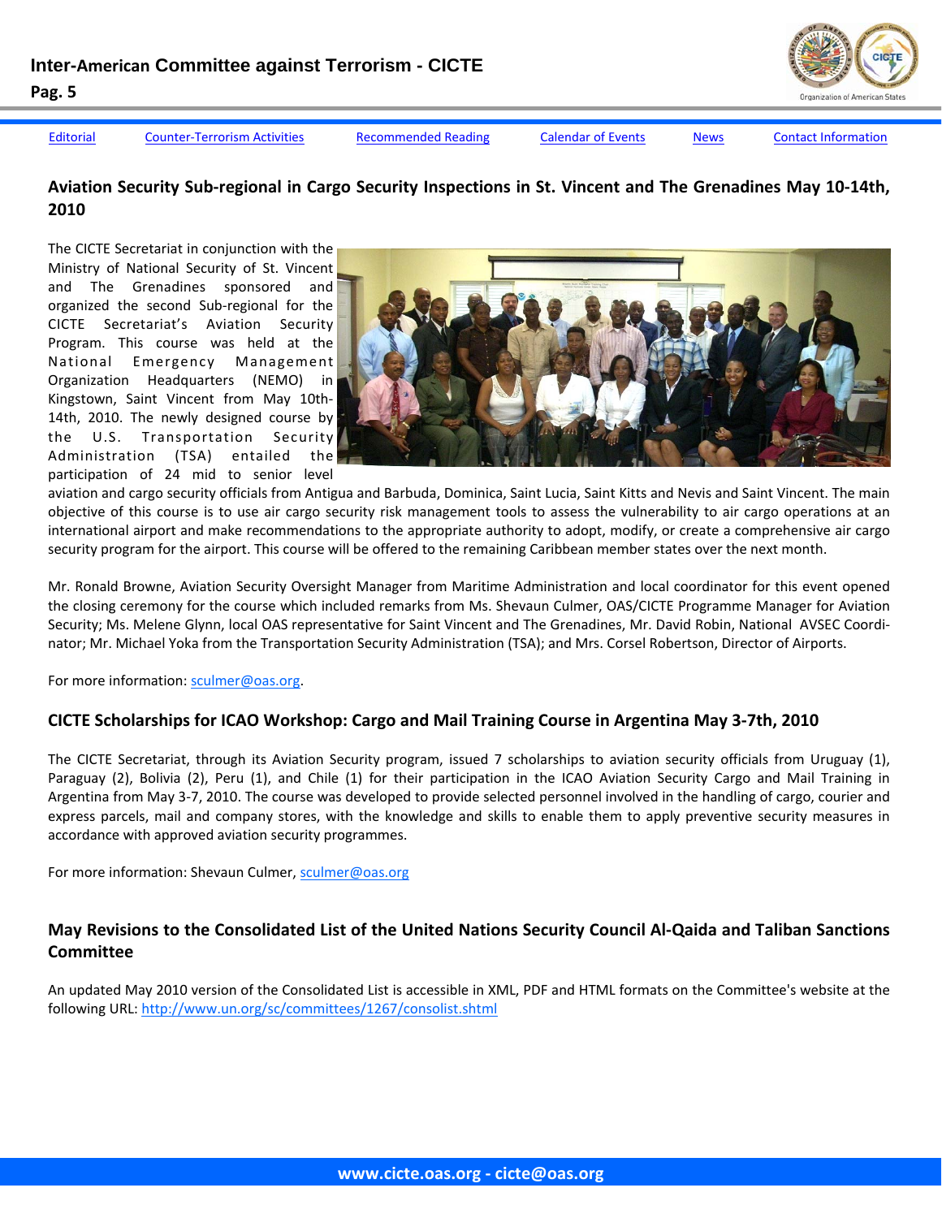[Editorial](#) [Counter-Terrorism Activities](#) [Recommended Reading](#) [Calendar of Events](#) [News](#) [Contact Information](#)

## Aviation Security Sub-regional in Cargo Security Inspections in St. Vincent and The Grenadines May 10-14th, 2010

The CICTE Secretariat in conjunction with the Ministry of National Security of St. Vincent and The Grenadines sponsored and organized the second Sub-regional for the CICTE Secretariat's Aviation Security Program. This course was held at the National Emergency Management Organization Headquarters (NEMO) in Kingstown, Saint Vincent from May 10th-14th, 2010. The newly designed course by the U.S. Transportation Security Administration (TSA) entailed the participation of 24 mid to senior level aviation and cargo security officials from Antigua and Barbuda, Dominica, Saint Lucia, Saint Kitts and Nevis and Saint Vincent. The main objective of this course is to use air cargo security risk management tools to assess the vulnerability to air cargo operations at an international airport and make recommendations to the appropriate authority to adopt, modify, or create a comprehensive air cargo security program for the airport. This course will be offered to the remaining Caribbean member states over the next month.

Mr. Ronald Browne, Aviation Security Oversight Manager from Maritime Administration and local coordinator for this event opened the closing ceremony for the course which included remarks from Ms. Shevaun Culmer, OAS/CICTE Programme Manager for Aviation Security; Ms. Melene Glynn, local OAS representative for Saint Vincent and The Grenadines, Mr. David Robin, National AVSEC Coordinator; Mr. Michael Yoka from the Transportation Security Administration (TSA); and Mrs. Corsel Robertson, Director of Airports.

For more information: [sculmer@oas.org](mailto:sculmer@oas.org).

## CICTE Scholarships for ICAO Workshop: Cargo and Mail Training Course in Argentina May 3-7th, 2010

The CICTE Secretariat, through its Aviation Security program, issued 7 scholarships to aviation security officials from Uruguay (1), Paraguay (2), Bolivia (2), Peru (1), and Chile (1) for their participation in the ICAO Aviation Security Cargo and Mail Training in Argentina from May 3-7, 2010. The course was developed to provide selected personnel involved in the handling of cargo, courier and express parcels, mail and company stores, with the knowledge and skills to enable them to apply preventive security measures in accordance with approved aviation security programmes.

For more information: Shevaun Culmer, [sculmer@oas.org](mailto:sculmer@oas.org)

## May Revisions to the Consolidated List of the United Nations Security Council Al-Qaida and Taliban Sanctions Committee

An updated May 2010 version of the Consolidated List is accessible in XML, PDF and HTML formats on the Committee's website at the following URL: [http://www.un.org/sc/committees/1267/consolist.shtml](http://www.un.org/sc/committees/1267/consolist.shtml)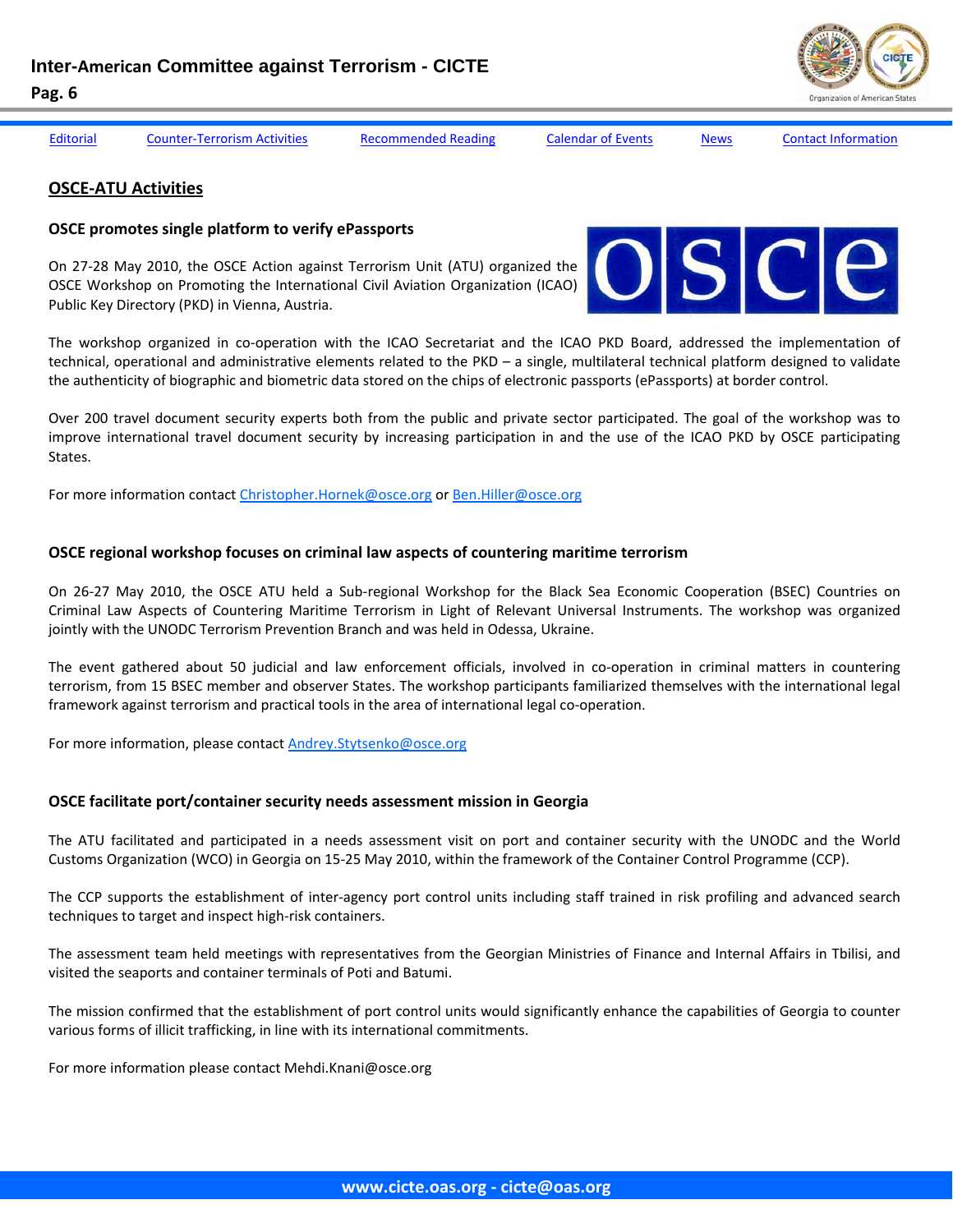Editorial | Counter-Terrorism Activities | Recommended Reading | Calendar of Events | News | Contact Information

## OSCE-ATU Activities

### OSCE promotes single platform to verify ePassports

On 27-28 May 2010, the OSCE Action against Terrorism Unit (ATU) organized the OSCE Workshop on Promoting the International Civil Aviation Organization (ICAO) Public Key Directory (PKD) in Vienna, Austria.

The workshop organized in co-operation with the ICAO Secretariat and the ICAO PKD Board, addressed the implementation of technical, operational and administrative elements related to the PKD – a single, multilateral technical platform designed to validate the authenticity of biographic and biometric data stored on the chips of electronic passports (ePassports) at border control.

Over 200 travel document security experts both from the public and private sector participated. The goal of the workshop was to improve international travel document security by increasing participation in and the use of the ICAO PKD by OSCE participating States.

For more information contact Christopher.Hornek@osce.org or Ben.Hiller@osce.org

### OSCE regional workshop focuses on criminal law aspects of countering maritime terrorism

On 26-27 May 2010, the OSCE ATU held a Sub-regional Workshop for the Black Sea Economic Cooperation (BSEC) Countries on Criminal Law Aspects of Countering Maritime Terrorism in Light of Relevant Universal Instruments. The workshop was organized jointly with the UNODC Terrorism Prevention Branch and was held in Odessa, Ukraine.

The event gathered about 50 judicial and law enforcement officials, involved in co-operation in criminal matters in countering terrorism, from 15 BSEC member and observer States. The workshop participants familiarized themselves with the international legal framework against terrorism and practical tools in the area of international legal co-operation.

For more information, please contact Andrey.Stytsenko@osce.org

### OSCE facilitate port/container security needs assessment mission in Georgia

The ATU facilitated and participated in a needs assessment visit on port and container security with the UNODC and the World Customs Organization (WCO) in Georgia on 15-25 May 2010, within the framework of the Container Control Programme (CCP).

The CCP supports the establishment of inter-agency port control units including staff trained in risk profiling and advanced search techniques to target and inspect high-risk containers.

The assessment team held meetings with representatives from the Georgian Ministries of Finance and Internal Affairs in Tbilisi, and visited the seaports and container terminals of Poti and Batumi.

The mission confirmed that the establishment of port control units would significantly enhance the capabilities of Georgia to counter various forms of illicit trafficking, in line with its international commitments.

For more information please contact Mehdi.Knani@osce.org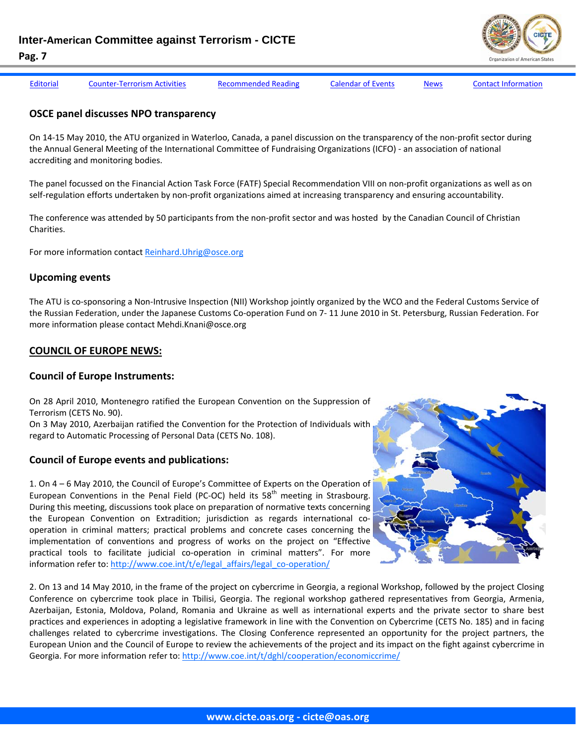## OSCE panel discusses NPO transparency

On 14-15 May 2010, the ATU organized in Waterloo, Canada, a panel discussion on the transparency of the non-profit sector during the Annual General Meeting of the International Committee of Fundraising Organizations (ICFO) - an association of national accrediting and monitoring bodies.

The panel focussed on the Financial Action Task Force (FATF) Special Recommendation VIII on non-profit organizations as well as on self-regulation efforts undertaken by non-profit organizations aimed at increasing transparency and ensuring accountability.

The conference was attended by 50 participants from the non-profit sector and was hosted by the Canadian Council of Christian Charities.

For more information contact Reinhard.Uhrig@osce.org

## Upcoming events

The ATU is co-sponsoring a Non-Intrusive Inspection (NII) Workshop jointly organized by the WCO and the Federal Customs Service of the Russian Federation, under the Japanese Customs Co-operation Fund on 7- 11 June 2010 in St. Petersburg, Russian Federation. For more information please contact Mehdi.Knani@osce.org

## COUNCIL OF EUROPE NEWS:

### Council of Europe Instruments:

On 28 April 2010, Montenegro ratified the European Convention on the Suppression of Terrorism (CETS No. 90).
On 3 May 2010, Azerbaijan ratified the Convention for the Protection of Individuals with regard to Automatic Processing of Personal Data (CETS No. 108).

### Council of Europe events and publications:

1. On 4 – 6 May 2010, the Council of Europe's Committee of Experts on the Operation of European Conventions in the Penal Field (PC-OC) held its 58th meeting in Strasbourg. During this meeting, discussions took place on preparation of normative texts concerning the European Convention on Extradition; jurisdiction as regards international co-operation in criminal matters; practical problems and concrete cases concerning the implementation of conventions and progress of works on the project on "Effective practical tools to facilitate judicial co-operation in criminal matters". For more information refer to: http://www.coe.int/t/e/legal_affairs/legal_co-operation/

2. On 13 and 14 May 2010, in the frame of the project on cybercrime in Georgia, a regional Workshop, followed by the project Closing Conference on cybercrime took place in Tbilisi, Georgia. The regional workshop gathered representatives from Georgia, Armenia, Azerbaijan, Estonia, Moldova, Poland, Romania and Ukraine as well as international experts and the private sector to share best practices and experiences in adopting a legislative framework in line with the Convention on Cybercrime (CETS No. 185) and in facing challenges related to cybercrime investigations. The Closing Conference represented an opportunity for the project partners, the European Union and the Council of Europe to review the achievements of the project and its impact on the fight against cybercrime in Georgia. For more information refer to: http://www.coe.int/t/dghl/cooperation/economiccrime/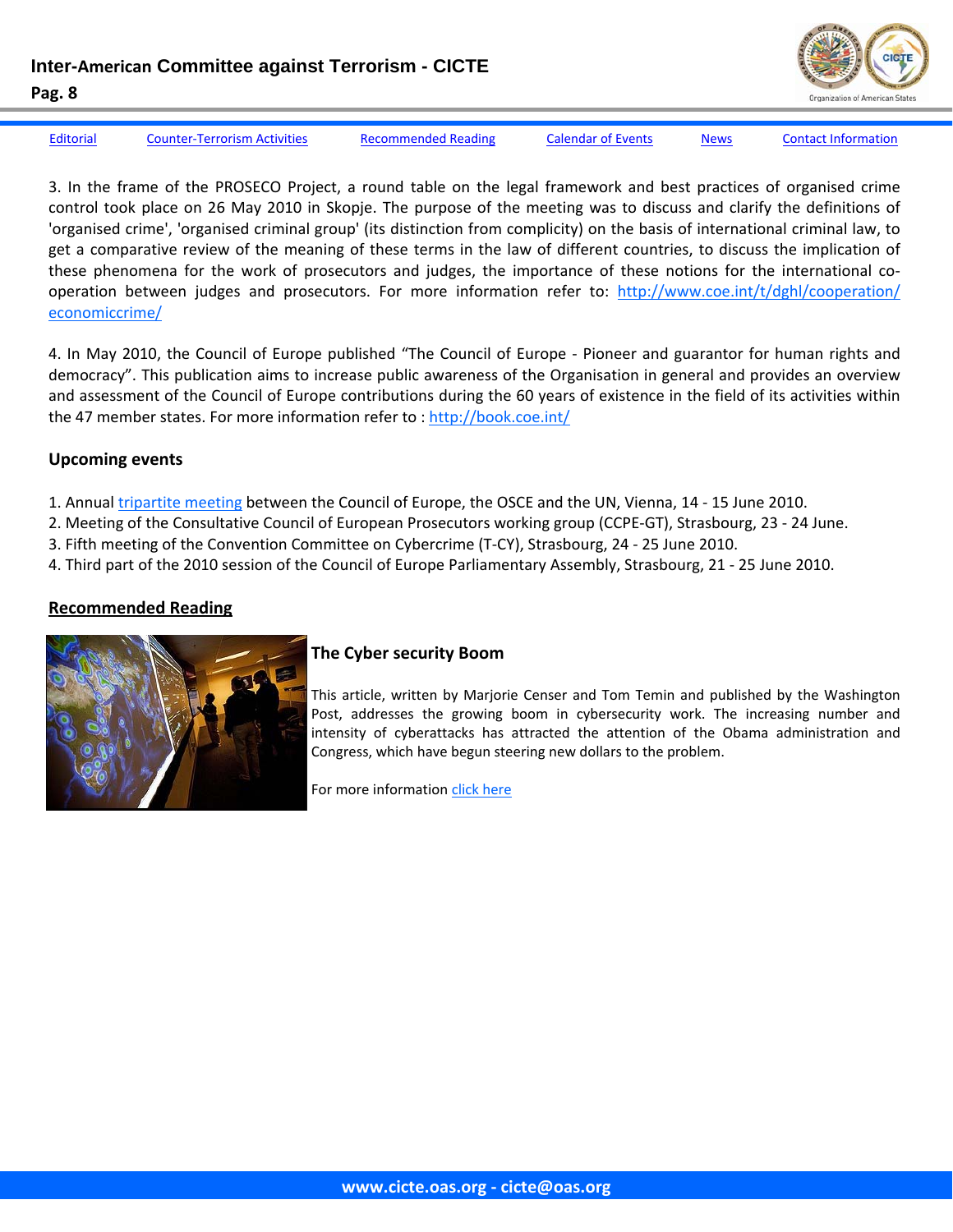3. In the frame of the PROSECO Project, a round table on the legal framework and best practices of organised crime control took place on 26 May 2010 in Skopje. The purpose of the meeting was to discuss and clarify the definitions of 'organised crime', 'organised criminal group' (its distinction from complicity) on the basis of international criminal law, to get a comparative review of the meaning of these terms in the law of different countries, to discuss the implication of these phenomena for the work of prosecutors and judges, the importance of these notions for the international co-operation between judges and prosecutors. For more information refer to: http://www.coe.int/t/dghl/cooperation/economiccrime/

4. In May 2010, the Council of Europe published "The Council of Europe - Pioneer and guarantor for human rights and democracy". This publication aims to increase public awareness of the Organisation in general and provides an overview and assessment of the Council of Europe contributions during the 60 years of existence in the field of its activities within the 47 member states. For more information refer to : http://book.coe.int/

### Upcoming events

1. Annual tripartite meeting between the Council of Europe, the OSCE and the UN, Vienna, 14 - 15 June 2010.
2. Meeting of the Consultative Council of European Prosecutors working group (CCPE-GT), Strasbourg, 23 - 24 June.
3. Fifth meeting of the Convention Committee on Cybercrime (T-CY), Strasbourg, 24 - 25 June 2010.
4. Third part of the 2010 session of the Council of Europe Parliamentary Assembly, Strasbourg, 21 - 25 June 2010.

## Recommended Reading

### The Cyber security Boom

This article, written by Marjorie Censer and Tom Temin and published by the Washington Post, addresses the growing boom in cybersecurity work. The increasing number and intensity of cyberattacks has attracted the attention of the Obama administration and Congress, which have begun steering new dollars to the problem.

For more information click here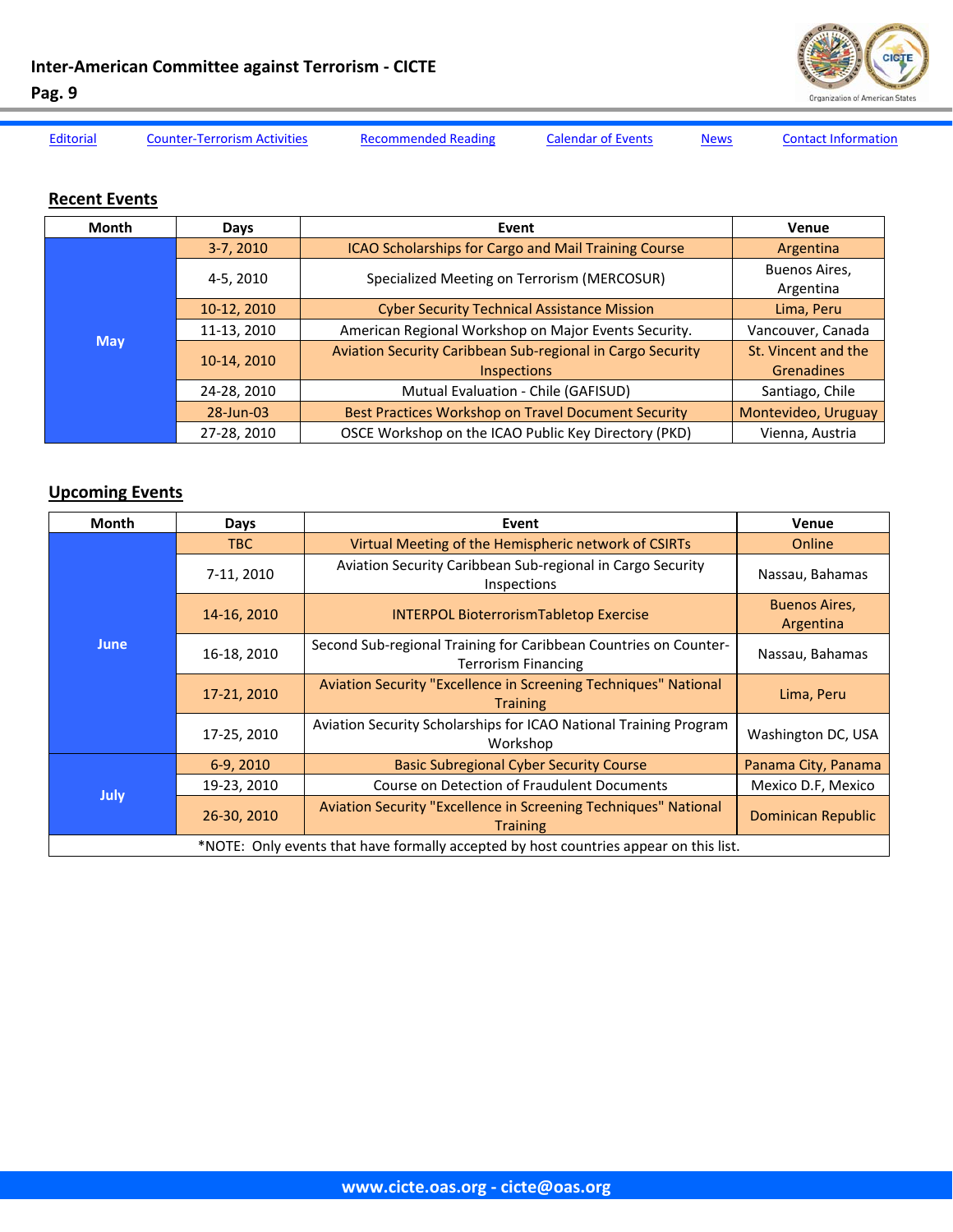Editorial | Counter-Terrorism Activities | Recommended Reading | Calendar of Events | News | Contact Information

## Recent Events

| Month | Days | Event | Venue |
|---|---|---|---|
| May | 3-7, 2010 | ICAO Scholarships for Cargo and Mail Training Course | Argentina |
| | 4-5, 2010 | Specialized Meeting on Terrorism (MERCOSUR) | Buenos Aires, Argentina |
| | 10-12, 2010 | Cyber Security Technical Assistance Mission | Lima, Peru |
| | 11-13, 2010 | American Regional Workshop on Major Events Security. | Vancouver, Canada |
| | 10-14, 2010 | Aviation Security Caribbean Sub-regional in Cargo Security Inspections | St. Vincent and the Grenadines |
| | 24-28, 2010 | Mutual Evaluation - Chile (GAFISUD) | Santiago, Chile |
| | 28-Jun-03 | Best Practices Workshop on Travel Document Security | Montevideo, Uruguay |
| | 27-28, 2010 | OSCE Workshop on the ICAO Public Key Directory (PKD) | Vienna, Austria |

## Upcoming Events

| Month | Days | Event | Venue |
|---|---|---|---|
| June | TBC | Virtual Meeting of the Hemispheric network of CSIRTs | Online |
| | 7-11, 2010 | Aviation Security Caribbean Sub-regional in Cargo Security Inspections | Nassau, Bahamas |
| | 14-16, 2010 | INTERPOL BioterrorismTabletop Exercise | Buenos Aires, Argentina |
| | 16-18, 2010 | Second Sub-regional Training for Caribbean Countries on Counter-Terrorism Financing | Nassau, Bahamas |
| | 17-21, 2010 | Aviation Security "Excellence in Screening Techniques" National Training | Lima, Peru |
| | 17-25, 2010 | Aviation Security Scholarships for ICAO National Training Program Workshop | Washington DC, USA |
| July | 6-9, 2010 | Basic Subregional Cyber Security Course | Panama City, Panama |
| | 19-23, 2010 | Course on Detection of Fraudulent Documents | Mexico D.F, Mexico |
| | 26-30, 2010 | Aviation Security "Excellence in Screening Techniques" National Training | Dominican Republic |

*NOTE: Only events that have formally accepted by host countries appear on this list.

www.cicte.oas.org - cicte@oas.org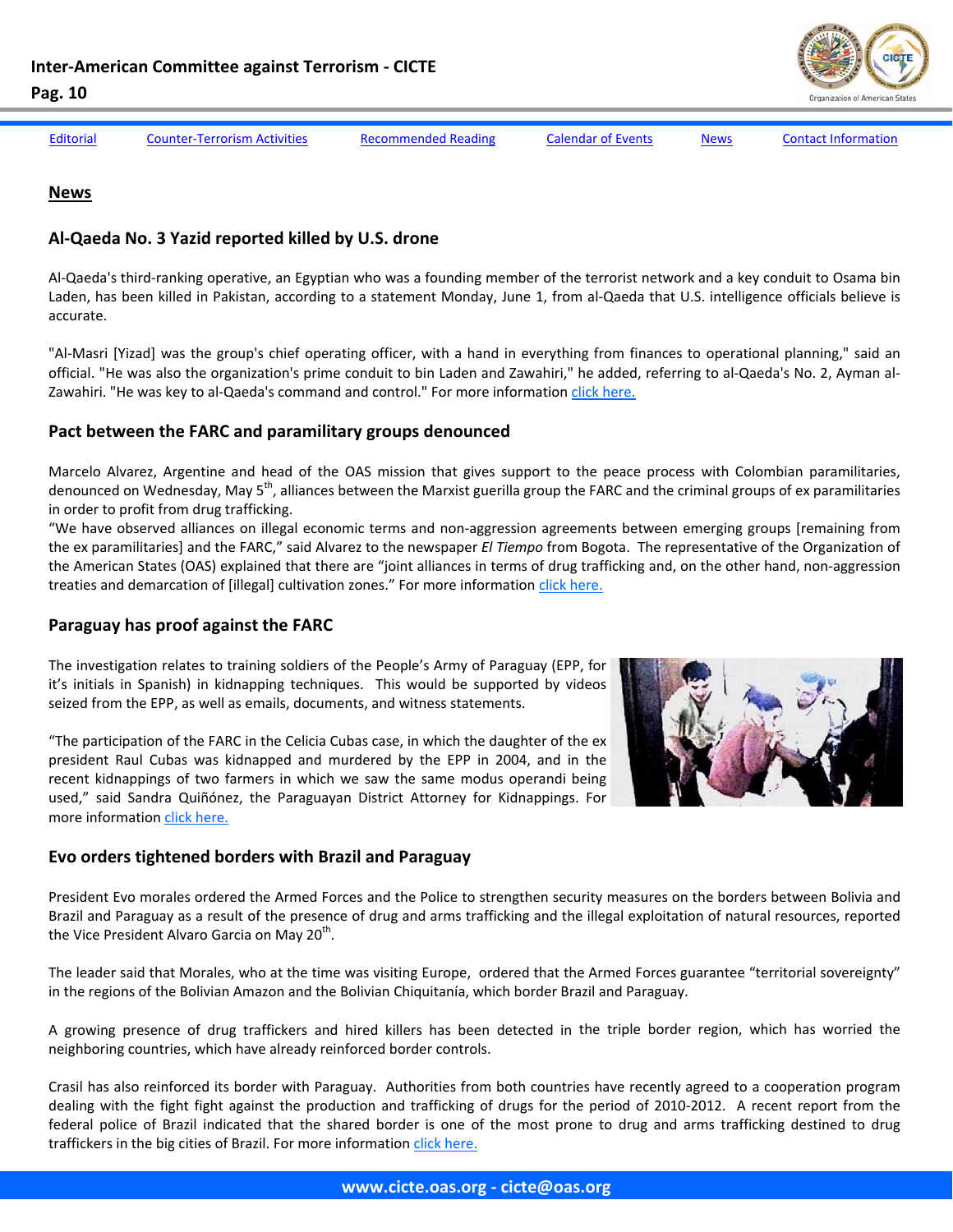Editorial | Counter-Terrorism Activities | Recommended Reading | Calendar of Events | News | Contact Information

## News

### Al-Qaeda No. 3 Yazid reported killed by U.S. drone

Al-Qaeda's third-ranking operative, an Egyptian who was a founding member of the terrorist network and a key conduit to Osama bin Laden, has been killed in Pakistan, according to a statement Monday, June 1, from al-Qaeda that U.S. intelligence officials believe is accurate.

"Al-Masri [Yizad] was the group's chief operating officer, with a hand in everything from finances to operational planning," said an official. "He was also the organization's prime conduit to bin Laden and Zawahiri," he added, referring to al-Qaeda's No. 2, Ayman al-Zawahiri. "He was key to al-Qaeda's command and control." For more information click here.

### Pact between the FARC and paramilitary groups denounced

Marcelo Alvarez, Argentine and head of the OAS mission that gives support to the peace process with Colombian paramilitaries, denounced on Wednesday, May 5th, alliances between the Marxist guerilla group the FARC and the criminal groups of ex paramilitaries in order to profit from drug trafficking.

"We have observed alliances on illegal economic terms and non-aggression agreements between emerging groups [remaining from the ex paramilitaries] and the FARC," said Alvarez to the newspaper *El Tiempo* from Bogota. The representative of the Organization of the American States (OAS) explained that there are "joint alliances in terms of drug trafficking and, on the other hand, non-aggression treaties and demarcation of [illegal] cultivation zones." For more information click here.

### Paraguay has proof against the FARC

The investigation relates to training soldiers of the People's Army of Paraguay (EPP, for it's initials in Spanish) in kidnapping techniques. This would be supported by videos seized from the EPP, as well as emails, documents, and witness statements.

"The participation of the FARC in the Celicia Cubas case, in which the daughter of the ex president Raul Cubas was kidnapped and murdered by the EPP in 2004, and in the recent kidnappings of two farmers in which we saw the same modus operandi being used," said Sandra Quiñónez, the Paraguayan District Attorney for Kidnappings. For more information click here.

### Evo orders tightened borders with Brazil and Paraguay

President Evo morales ordered the Armed Forces and the Police to strengthen security measures on the borders between Bolivia and Brazil and Paraguay as a result of the presence of drug and arms trafficking and the illegal exploitation of natural resources, reported the Vice President Alvaro Garcia on May 20th.

The leader said that Morales, who at the time was visiting Europe, ordered that the Armed Forces guarantee "territorial sovereignty" in the regions of the Bolivian Amazon and the Bolivian Chiquitanía, which border Brazil and Paraguay.

A growing presence of drug traffickers and hired killers has been detected in the triple border region, which has worried the neighboring countries, which have already reinforced border controls.

Crasil has also reinforced its border with Paraguay. Authorities from both countries have recently agreed to a cooperation program dealing with the fight fight against the production and trafficking of drugs for the period of 2010-2012. A recent report from the federal police of Brazil indicated that the shared border is one of the most prone to drug and arms trafficking destined to drug traffickers in the big cities of Brazil. For more information click here.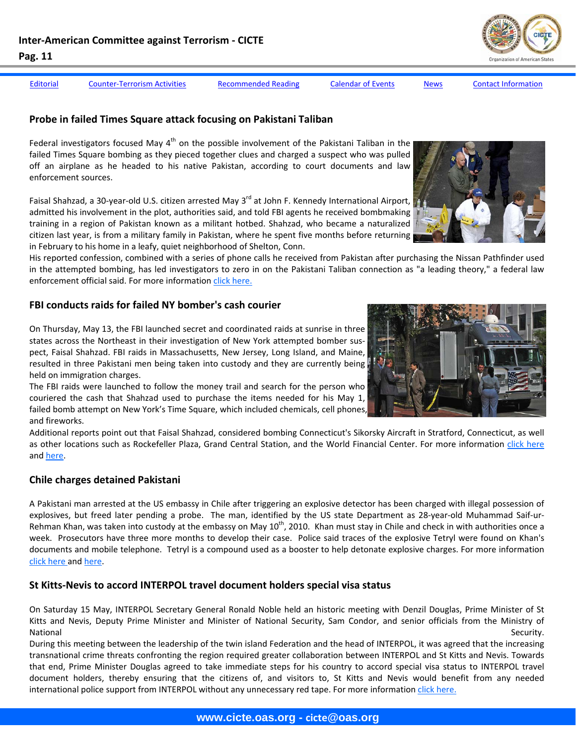Editorial | Counter-Terrorism Activities | Recommended Reading | Calendar of Events | News | Contact Information

## Probe in failed Times Square attack focusing on Pakistani Taliban

Federal investigators focused May 4th on the possible involvement of the Pakistani Taliban in the failed Times Square bombing as they pieced together clues and charged a suspect who was pulled off an airplane as he headed to his native Pakistan, according to court documents and law enforcement sources.

Faisal Shahzad, a 30-year-old U.S. citizen arrested May 3rd at John F. Kennedy International Airport, admitted his involvement in the plot, authorities said, and told FBI agents he received bombmaking training in a region of Pakistan known as a militant hotbed. Shahzad, who became a naturalized citizen last year, is from a military family in Pakistan, where he spent five months before returning in February to his home in a leafy, quiet neighborhood of Shelton, Conn.

His reported confession, combined with a series of phone calls he received from Pakistan after purchasing the Nissan Pathfinder used in the attempted bombing, has led investigators to zero in on the Pakistani Taliban connection as "a leading theory," a federal law enforcement official said. For more information click here.

## FBI conducts raids for failed NY bomber's cash courier

On Thursday, May 13, the FBI launched secret and coordinated raids at sunrise in three states across the Northeast in their investigation of New York attempted bomber suspect, Faisal Shahzad. FBI raids in Massachusetts, New Jersey, Long Island, and Maine, resulted in three Pakistani men being taken into custody and they are currently being held on immigration charges.

The FBI raids were launched to follow the money trail and search for the person who couriered the cash that Shahzad used to purchase the items needed for his May 1, failed bomb attempt on New York's Time Square, which included chemicals, cell phones, and fireworks.

Additional reports point out that Faisal Shahzad, considered bombing Connecticut's Sikorsky Aircraft in Stratford, Connecticut, as well as other locations such as Rockefeller Plaza, Grand Central Station, and the World Financial Center. For more information click here and here.

## Chile charges detained Pakistani

A Pakistani man arrested at the US embassy in Chile after triggering an explosive detector has been charged with illegal possession of explosives, but freed later pending a probe. The man, identified by the US state Department as 28-year-old Muhammad Saif-ur-Rehman Khan, was taken into custody at the embassy on May 10th, 2010. Khan must stay in Chile and check in with authorities once a week. Prosecutors have three more months to develop their case. Police said traces of the explosive Tetryl were found on Khan's documents and mobile telephone. Tetryl is a compound used as a booster to help detonate explosive charges. For more information click here and here.

## St Kitts-Nevis to accord INTERPOL travel document holders special visa status

On Saturday 15 May, INTERPOL Secretary General Ronald Noble held an historic meeting with Denzil Douglas, Prime Minister of St Kitts and Nevis, Deputy Prime Minister and Minister of National Security, Sam Condor, and senior officials from the Ministry of National Security.

During this meeting between the leadership of the twin island Federation and the head of INTERPOL, it was agreed that the increasing transnational crime threats confronting the region required greater collaboration between INTERPOL and St Kitts and Nevis. Towards that end, Prime Minister Douglas agreed to take immediate steps for his country to accord special visa status to INTERPOL travel document holders, thereby ensuring that the citizens of, and visitors to, St Kitts and Nevis would benefit from any needed international police support from INTERPOL without any unnecessary red tape. For more information click here.

www.cicte.oas.org - cicte@oas.org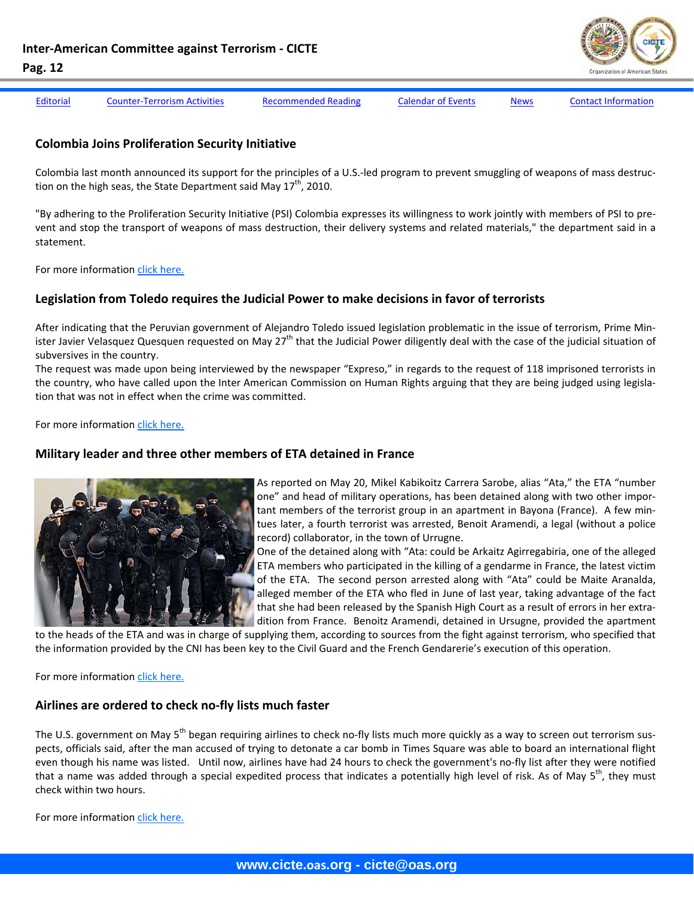[Editorial](#) [Counter-Terrorism Activities](#) [Recommended Reading](#) [Calendar of Events](#) [News](#) [Contact Information](#)

## Colombia Joins Proliferation Security Initiative

Colombia last month announced its support for the principles of a U.S.-led program to prevent smuggling of weapons of mass destruction on the high seas, the State Department said May 17th, 2010.

"By adhering to the Proliferation Security Initiative (PSI) Colombia expresses its willingness to work jointly with members of PSI to prevent and stop the transport of weapons of mass destruction, their delivery systems and related materials," the department said in a statement.

For more information [click here.](#)

## Legislation from Toledo requires the Judicial Power to make decisions in favor of terrorists

After indicating that the Peruvian government of Alejandro Toledo issued legislation problematic in the issue of terrorism, Prime Minister Javier Velasquez Quesquen requested on May 27th that the Judicial Power diligently deal with the case of the judicial situation of subversives in the country.

The request was made upon being interviewed by the newspaper "Expreso," in regards to the request of 118 imprisoned terrorists in the country, who have called upon the Inter American Commission on Human Rights arguing that they are being judged using legislation that was not in effect when the crime was committed.

For more information [click here.](#)

## Military leader and three other members of ETA detained in France

As reported on May 20, Mikel Kabikoitz Carrera Sarobe, alias "Ata," the ETA "number one" and head of military operations, has been detained along with two other important members of the terrorist group in an apartment in Bayona (France). A few mintues later, a fourth terrorist was arrested, Benoit Aramendi, a legal (without a police record) collaborator, in the town of Urrugne.

One of the detained along with "Ata: could be Arkaitz Agirregabiria, one of the alleged ETA members who participated in the killing of a gendarme in France, the latest victim of the ETA. The second person arrested along with "Ata" could be Maite Aranalda, alleged member of the ETA who fled in June of last year, taking advantage of the fact that she had been released by the Spanish High Court as a result of errors in her extradition from France. Benoitz Aramendi, detained in Ursugne, provided the apartment to the heads of the ETA and was in charge of supplying them, according to sources from the fight against terrorism, who specified that the information provided by the CNI has been key to the Civil Guard and the French Gendarerie's execution of this operation.

For more information [click here.](#)

## Airlines are ordered to check no-fly lists much faster

The U.S. government on May 5th began requiring airlines to check no-fly lists much more quickly as a way to screen out terrorism suspects, officials said, after the man accused of trying to detonate a car bomb in Times Square was able to board an international flight even though his name was listed. Until now, airlines have had 24 hours to check the government's no-fly list after they were notified that a name was added through a special expedited process that indicates a potentially high level of risk. As of May 5th, they must check within two hours.

For more information [click here.](#)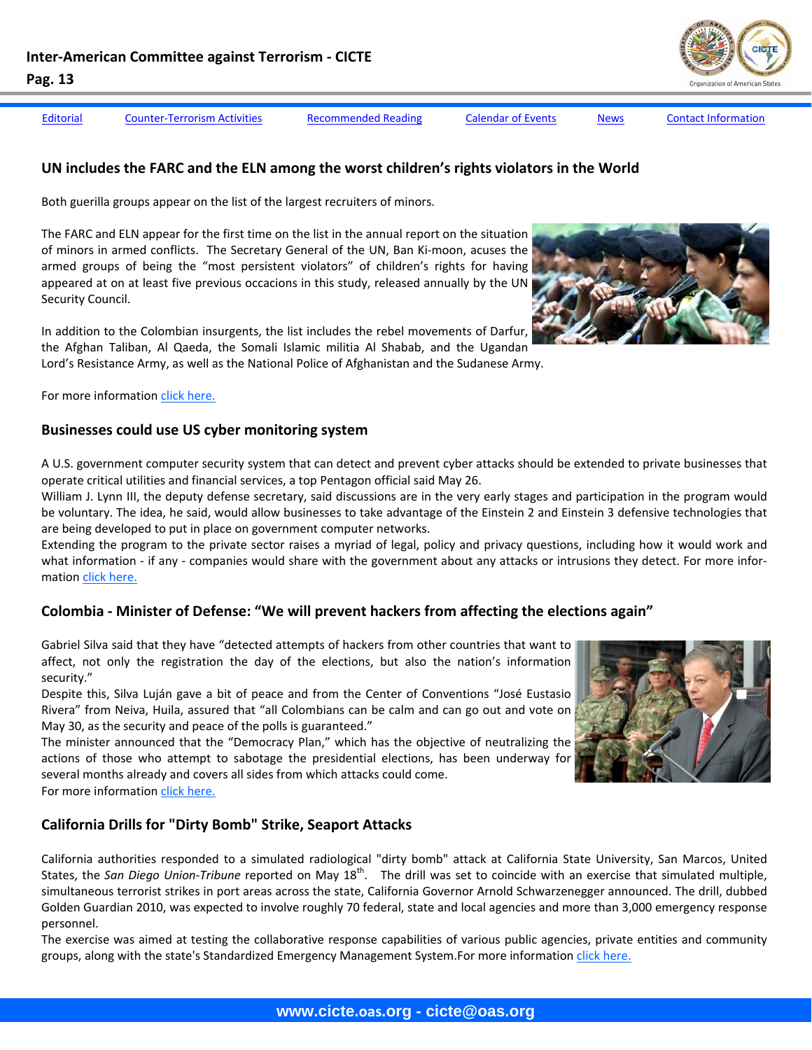Editorial | Counter-Terrorism Activities | Recommended Reading | Calendar of Events | News | Contact Information

## UN includes the FARC and the ELN among the worst children's rights violators in the World

Both guerilla groups appear on the list of the largest recruiters of minors.

The FARC and ELN appear for the first time on the list in the annual report on the situation of minors in armed conflicts. The Secretary General of the UN, Ban Ki-moon, acuses the armed groups of being the "most persistent violators" of children's rights for having appeared at on at least five previous occacions in this study, released annually by the UN Security Council.

In addition to the Colombian insurgents, the list includes the rebel movements of Darfur, the Afghan Taliban, Al Qaeda, the Somali Islamic militia Al Shabab, and the Ugandan Lord's Resistance Army, as well as the National Police of Afghanistan and the Sudanese Army.

For more information click here.

## Businesses could use US cyber monitoring system

A U.S. government computer security system that can detect and prevent cyber attacks should be extended to private businesses that operate critical utilities and financial services, a top Pentagon official said May 26.

William J. Lynn III, the deputy defense secretary, said discussions are in the very early stages and participation in the program would be voluntary. The idea, he said, would allow businesses to take advantage of the Einstein 2 and Einstein 3 defensive technologies that are being developed to put in place on government computer networks.

Extending the program to the private sector raises a myriad of legal, policy and privacy questions, including how it would work and what information - if any - companies would share with the government about any attacks or intrusions they detect. For more information click here.

## Colombia - Minister of Defense: "We will prevent hackers from affecting the elections again"

Gabriel Silva said that they have "detected attempts of hackers from other countries that want to affect, not only the registration the day of the elections, but also the nation's information security."

Despite this, Silva Luján gave a bit of peace and from the Center of Conventions "José Eustasio Rivera" from Neiva, Huila, assured that "all Colombians can be calm and can go out and vote on May 30, as the security and peace of the polls is guaranteed."

The minister announced that the "Democracy Plan," which has the objective of neutralizing the actions of those who attempt to sabotage the presidential elections, has been underway for several months already and covers all sides from which attacks could come.

For more information click here.

## California Drills for "Dirty Bomb" Strike, Seaport Attacks

California authorities responded to a simulated radiological "dirty bomb" attack at California State University, San Marcos, United States, the *San Diego Union-Tribune* reported on May 18th. The drill was set to coincide with an exercise that simulated multiple, simultaneous terrorist strikes in port areas across the state, California Governor Arnold Schwarzenegger announced. The drill, dubbed Golden Guardian 2010, was expected to involve roughly 70 federal, state and local agencies and more than 3,000 emergency response personnel.

The exercise was aimed at testing the collaborative response capabilities of various public agencies, private entities and community groups, along with the state's Standardized Emergency Management System.For more information click here.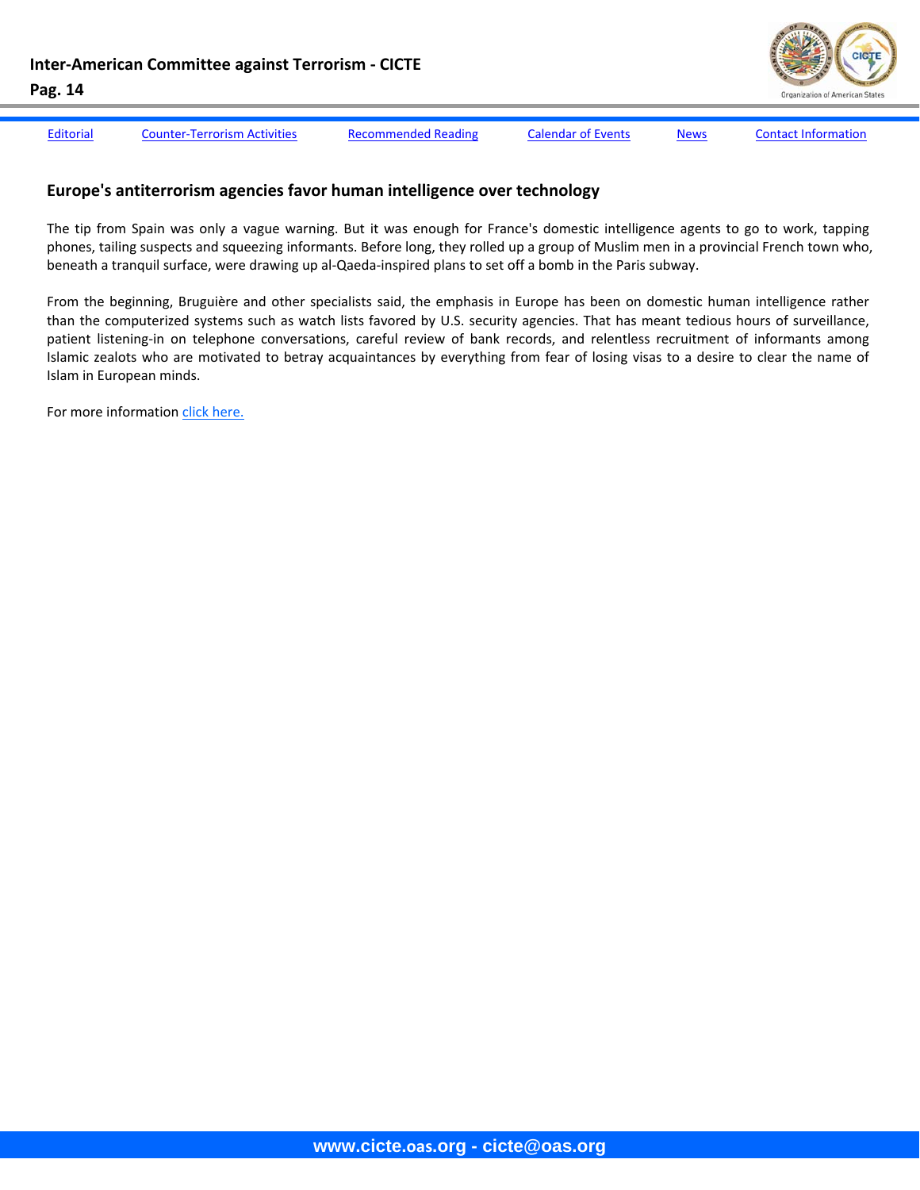## Europe's antiterrorism agencies favor human intelligence over technology

The tip from Spain was only a vague warning. But it was enough for France's domestic intelligence agents to go to work, tapping phones, tailing suspects and squeezing informants. Before long, they rolled up a group of Muslim men in a provincial French town who, beneath a tranquil surface, were drawing up al-Qaeda-inspired plans to set off a bomb in the Paris subway.

From the beginning, Bruguière and other specialists said, the emphasis in Europe has been on domestic human intelligence rather than the computerized systems such as watch lists favored by U.S. security agencies. That has meant tedious hours of surveillance, patient listening-in on telephone conversations, careful review of bank records, and relentless recruitment of informants among Islamic zealots who are motivated to betray acquaintances by everything from fear of losing visas to a desire to clear the name of Islam in European minds.

For more information click here.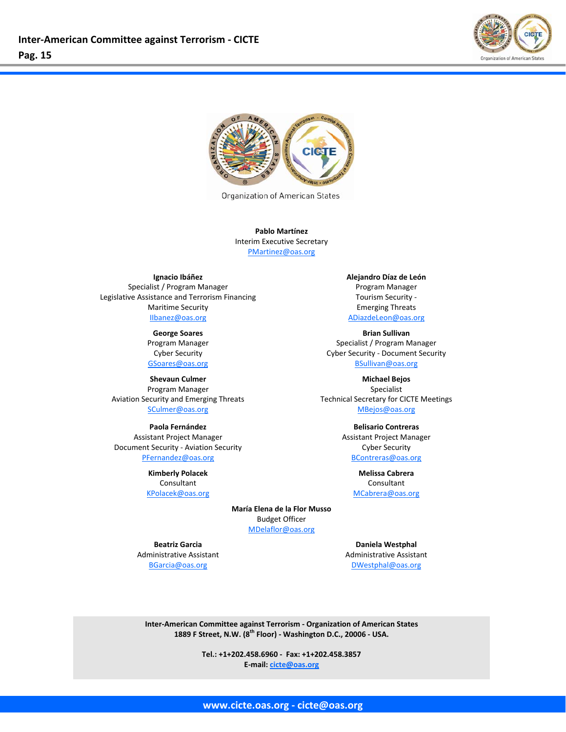Organization of American States

**Pablo Martínez**
Interim Executive Secretary
PMartinez@oas.org

**Ignacio Ibáñez**
Specialist / Program Manager
Legislative Assistance and Terrorism Financing
Maritime Security
IIbanez@oas.org

**Alejandro Díaz de León**
Program Manager
Tourism Security -
Emerging Threats
ADiazdeLeon@oas.org

**George Soares**
Program Manager
Cyber Security
GSoares@oas.org

**Brian Sullivan**
Specialist / Program Manager
Cyber Security - Document Security
BSullivan@oas.org

**Shevaun Culmer**
Program Manager
Aviation Security and Emerging Threats
SCulmer@oas.org

**Michael Bejos**
Specialist
Technical Secretary for CICTE Meetings
MBejos@oas.org

**Paola Fernández**
Assistant Project Manager
Document Security - Aviation Security
PFernandez@oas.org

**Belisario Contreras**
Assistant Project Manager
Cyber Security
BContreras@oas.org

**Kimberly Polacek**
Consultant
KPolacek@oas.org

**Melissa Cabrera**
Consultant
MCabrera@oas.org

**María Elena de la Flor Musso**
Budget Officer
MDelaflor@oas.org

**Beatriz Garcia**
Administrative Assistant
BGarcia@oas.org

**Daniela Westphal**
Administrative Assistant
DWestphal@oas.org

**Inter-American Committee against Terrorism - Organization of American States**
**1889 F Street, N.W. (8th Floor) - Washington D.C., 20006 - USA.**

**Tel.: +1+202.458.6960 - Fax: +1+202.458.3857**
**E-mail: cicte@oas.org**

**www.cicte.oas.org - cicte@oas.org**